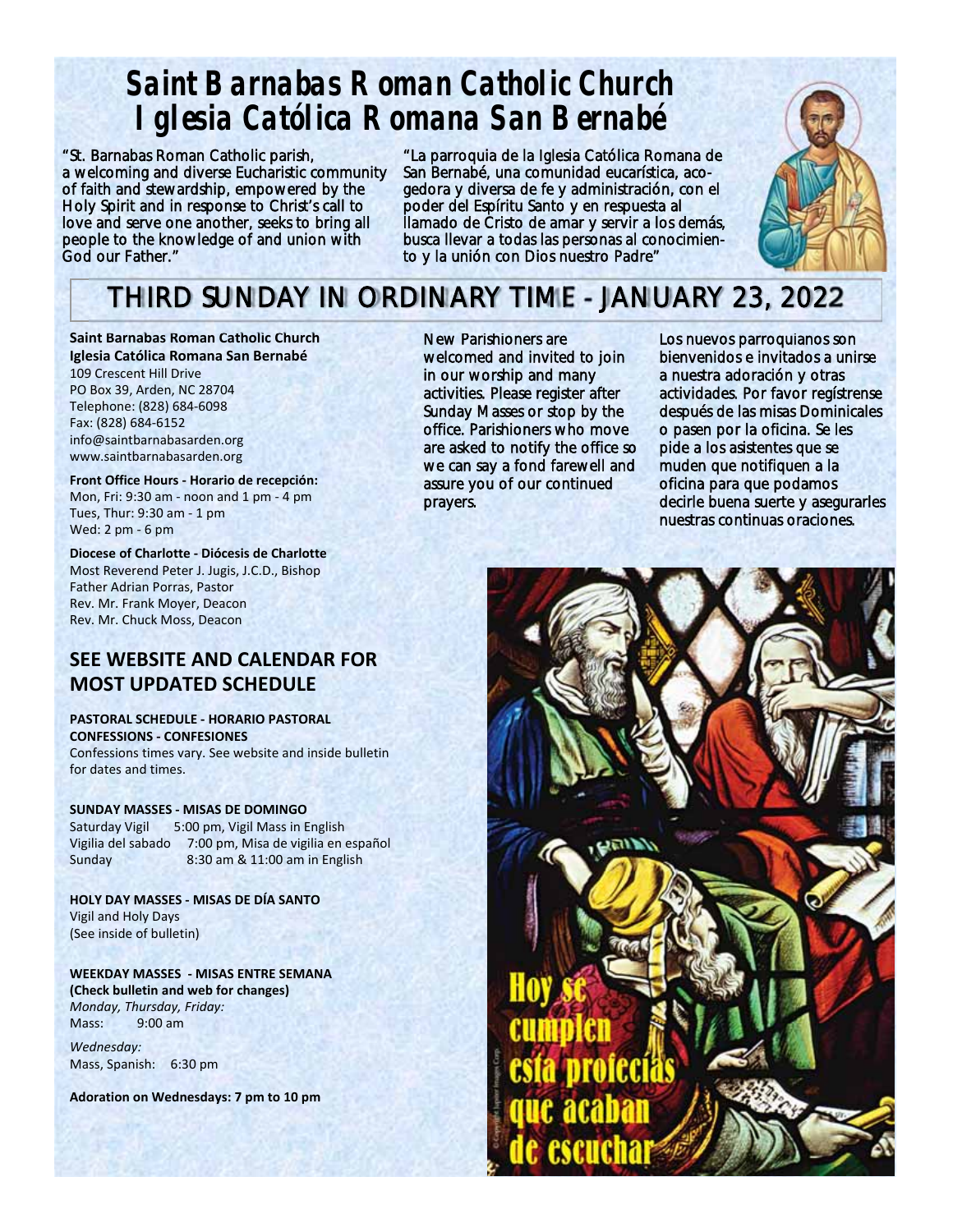// Saint Barnabas Roman Catholic Church bulletin front page, January 23, 2022
# Saint Barnabas Roman Catholic Church
# Iglesia Católica Romana San Bernabé

"St. Barnabas Roman Catholic parish, a welcoming and diverse Eucharistic community of faith and stewardship, empowered by the Holy Spirit and in response to Christ's call to love and serve one another, seeks to bring all people to the knowledge of and union with God our Father."

"La parroquia de la Iglesia Católica Romana de San Bernabé, una comunidad eucarística, acogedora y diversa de fe y administración, con el poder del Espíritu Santo y en respuesta al llamado de Cristo de amar y servir a los demás, busca llevar a todas las personas al conocimiento y la unión con Dios nuestro Padre"

## THIRD SUNDAY IN ORDINARY TIME - JANUARY 23, 2022

**Saint Barnabas Roman Catholic Church**
**Iglesia Católica Romana San Bernabé**
109 Crescent Hill Drive
PO Box 39, Arden, NC 28704
Telephone: (828) 684-6098
Fax: (828) 684-6152
info@saintbarnabasarden.org
www.saintbarnabasarden.org

**Front Office Hours - Horario de recepción:**
Mon, Fri: 9:30 am - noon and 1 pm - 4 pm
Tues, Thur: 9:30 am - 1 pm
Wed: 2 pm - 6 pm

**Diocese of Charlotte - Diócesis de Charlotte**
Most Reverend Peter J. Jugis, J.C.D., Bishop
Father Adrian Porras, Pastor
Rev. Mr. Frank Moyer, Deacon
Rev. Mr. Chuck Moss, Deacon

## SEE WEBSITE AND CALENDAR FOR MOST UPDATED SCHEDULE

**PASTORAL SCHEDULE - HORARIO PASTORAL**
**CONFESSIONS - CONFESIONES**
Confessions times vary. See website and inside bulletin for dates and times.

**SUNDAY MASSES - MISAS DE DOMINGO**
Saturday Vigil 5:00 pm, Vigil Mass in English
Vigilia del sabado 7:00 pm, Misa de vigilia en español
Sunday 8:30 am & 11:00 am in English

**HOLY DAY MASSES - MISAS DE DÍA SANTO**
Vigil and Holy Days
(See inside of bulletin)

**WEEKDAY MASSES - MISAS ENTRE SEMANA**
**(Check bulletin and web for changes)**
*Monday, Thursday, Friday:*
Mass: 9:00 am

*Wednesday:*
Mass, Spanish: 6:30 pm

**Adoration on Wednesdays: 7 pm to 10 pm**

New Parishioners are welcomed and invited to join in our worship and many activities. Please register after Sunday Masses or stop by the office. Parishioners who move are asked to notify the office so we can say a fond farewell and assure you of our continued prayers.

Los nuevos parroquianos son bienvenidos e invitados a unirse a nuestra adoración y otras actividades. Por favor regístrense después de las misas Dominicales o pasen por la oficina. Se les pide a los asistentes que se muden que notifiquen a la oficina para que podamos decirle buena suerte y asegurarles nuestras continuas oraciones.

Hoy se cumplen esta profecías que acaban de escuchar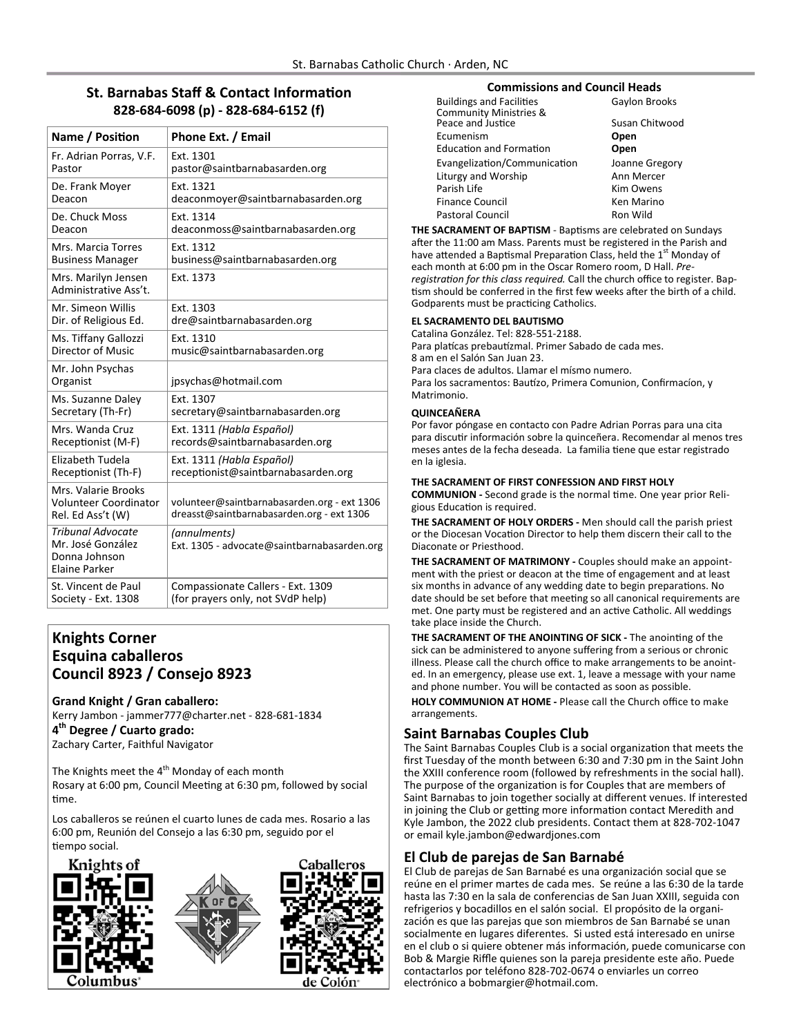## St. Barnabas Staff & Contact Information

**828-684-6098 (p) - 828-684-6152 (f)**

| Name / Position | Phone Ext. / Email |
|---|---|
| Fr. Adrian Porras, V.F. Pastor | Ext. 1301 pastor@saintbarnabasarden.org |
| De. Frank Moyer Deacon | Ext. 1321 deaconmoyer@saintbarnabasarden.org |
| De. Chuck Moss Deacon | Ext. 1314 deaconmoss@saintbarnabasarden.org |
| Mrs. Marcia Torres Business Manager | Ext. 1312 business@saintbarnabasarden.org |
| Mrs. Marilyn Jensen Administrative Ass't. | Ext. 1373 |
| Mr. Simeon Willis Dir. of Religious Ed. | Ext. 1303 dre@saintbarnabasarden.org |
| Ms. Tiffany Gallozzi Director of Music | Ext. 1310 music@saintbarnabasarden.org |
| Mr. John Psychas Organist | jpsychas@hotmail.com |
| Ms. Suzanne Daley Secretary (Th-Fr) | Ext. 1307 secretary@saintbarnabasarden.org |
| Mrs. Wanda Cruz Receptionist (M-F) | Ext. 1311 *(Habla Español)* records@saintbarnabasarden.org |
| Elizabeth Tudela Receptionist (Th-F) | Ext. 1311 *(Habla Español)* receptionist@saintbarnabasarden.org |
| Mrs. Valarie Brooks Volunteer Coordinator Rel. Ed Ass't (W) | volunteer@saintbarnabasarden.org - ext 1306 dreasst@saintbarnabasarden.org - ext 1306 |
| *Tribunal Advocate* Mr. José González Donna Johnson Elaine Parker | *(annulments)* Ext. 1305 - advocate@saintbarnabasarden.org |
| St. Vincent de Paul Society - Ext. 1308 | Compassionate Callers - Ext. 1309 (for prayers only, not SVdP help) |

## Knights Corner
## Esquina caballeros
## Council 8923 / Consejo 8923

**Grand Knight / Gran caballero:**
Kerry Jambon - jammer777@charter.net - 828-681-1834

**4th Degree / Cuarto grado:**
Zachary Carter, Faithful Navigator

The Knights meet the 4th Monday of each month
Rosary at 6:00 pm, Council Meeting at 6:30 pm, followed by social time.

Los caballeros se reúnen el cuarto lunes de cada mes. Rosario a las 6:00 pm, Reunión del Consejo a las 6:30 pm, seguido por el tiempo social.

Knights of Columbus — Caballeros de Colón

### Commissions and Council Heads

| | |
|---|---|
| Buildings and Facilities | Gaylon Brooks |
| Community Ministries & Peace and Justice | Susan Chitwood |
| Ecumenism | **Open** |
| Education and Formation | **Open** |
| Evangelization/Communication | Joanne Gregory |
| Liturgy and Worship | Ann Mercer |
| Parish Life | Kim Owens |
| Finance Council | Ken Marino |
| Pastoral Council | Ron Wild |

**THE SACRAMENT OF BAPTISM** - Baptisms are celebrated on Sundays after the 11:00 am Mass. Parents must be registered in the Parish and have attended a Baptismal Preparation Class, held the 1st Monday of each month at 6:00 pm in the Oscar Romero room, D Hall. *Pre-registration for this class required.* Call the church office to register. Baptism should be conferred in the first few weeks after the birth of a child. Godparents must be practicing Catholics.

**EL SACRAMENTO DEL BAUTISMO**
Catalina González. Tel: 828-551-2188.
Para platícas prebautízmal. Primer Sabado de cada mes.
8 am en el Salón San Juan 23.
Para claces de adultos. Llamar el mísmo numero.
Para los sacramentos: Bautízo, Primera Comunion, Confirmacíon, y Matrimonio.

**QUINCEAÑERA**
Por favor póngase en contacto con Padre Adrian Porras para una cita para discutir información sobre la quinceñera. Recomendar al menos tres meses antes de la fecha deseada. La familia tiene que estar registrado en la iglesia.

**THE SACRAMENT OF FIRST CONFESSION AND FIRST HOLY COMMUNION -** Second grade is the normal time. One year prior Religious Education is required.

**THE SACRAMENT OF HOLY ORDERS -** Men should call the parish priest or the Diocesan Vocation Director to help them discern their call to the Diaconate or Priesthood.

**THE SACRAMENT OF MATRIMONY -** Couples should make an appointment with the priest or deacon at the time of engagement and at least six months in advance of any wedding date to begin preparations. No date should be set before that meeting so all canonical requirements are met. One party must be registered and an active Catholic. All weddings take place inside the Church.

**THE SACRAMENT OF THE ANOINTING OF SICK -** The anointing of the sick can be administered to anyone suffering from a serious or chronic illness. Please call the church office to make arrangements to be anointed. In an emergency, please use ext. 1, leave a message with your name and phone number. You will be contacted as soon as possible.

**HOLY COMMUNION AT HOME -** Please call the Church office to make arrangements.

## Saint Barnabas Couples Club

The Saint Barnabas Couples Club is a social organization that meets the first Tuesday of the month between 6:30 and 7:30 pm in the Saint John the XXIII conference room (followed by refreshments in the social hall). The purpose of the organization is for Couples that are members of Saint Barnabas to join together socially at different venues. If interested in joining the Club or getting more information contact Meredith and Kyle Jambon, the 2022 club presidents. Contact them at 828-702-1047 or email kyle.jambon@edwardjones.com

## El Club de parejas de San Barnabé

El Club de parejas de San Barnabé es una organización social que se reúne en el primer martes de cada mes. Se reúne a las 6:30 de la tarde hasta las 7:30 en la sala de conferencias de San Juan XXIII, seguida con refrigerios y bocadillos en el salón social. El propósito de la organización es que las parejas que son miembros de San Barnabé se unan socialmente en lugares diferentes. Si usted está interesado en unirse en el club o si quiere obtener más información, puede comunicarse con Bob & Margie Riffle quienes son la pareja presidente este año. Puede contactarlos por teléfono 828-702-0674 o enviarles un correo electrónico a bobmargier@hotmail.com.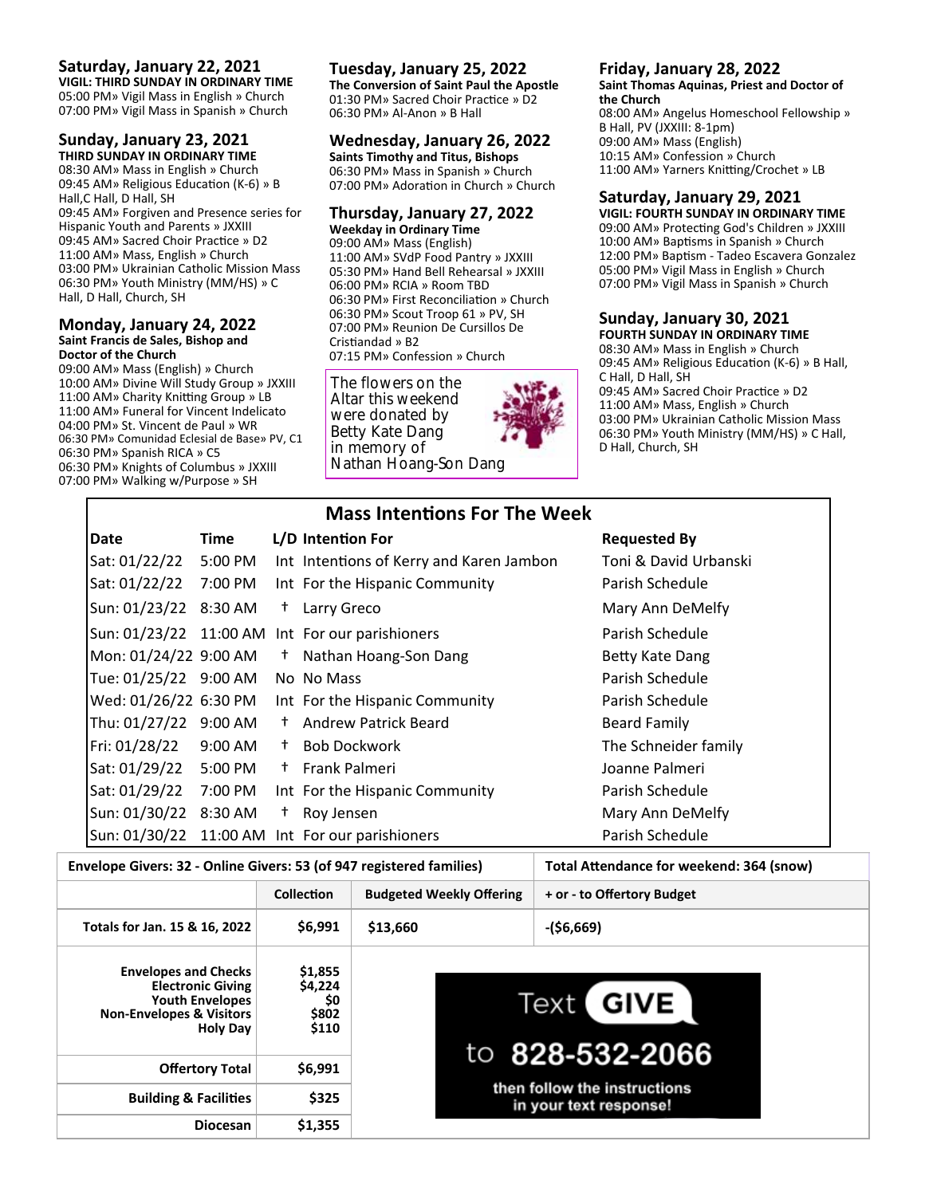## Saturday, January 22, 2021

**VIGIL: THIRD SUNDAY IN ORDINARY TIME**

05:00 PM» Vigil Mass in English » Church
07:00 PM» Vigil Mass in Spanish » Church

## Sunday, January 23, 2021

**THIRD SUNDAY IN ORDINARY TIME**

08:30 AM» Mass in English » Church
09:45 AM» Religious Education (K-6) » B Hall,C Hall, D Hall, SH
09:45 AM» Forgiven and Presence series for Hispanic Youth and Parents » JXXIII
09:45 AM» Sacred Choir Practice » D2
11:00 AM» Mass, English » Church
03:00 PM» Ukrainian Catholic Mission Mass
06:30 PM» Youth Ministry (MM/HS) » C Hall, D Hall, Church, SH

## Monday, January 24, 2022

**Saint Francis de Sales, Bishop and Doctor of the Church**

09:00 AM» Mass (English) » Church
10:00 AM» Divine Will Study Group » JXXIII
11:00 AM» Charity Knitting Group » LB
11:00 AM» Funeral for Vincent Indelicato
04:00 PM» St. Vincent de Paul » WR
06:30 PM» Comunidad Eclesial de Base» PV, C1
06:30 PM» Spanish RICA » C5
06:30 PM» Knights of Columbus » JXXIII
07:00 PM» Walking w/Purpose » SH

## Tuesday, January 25, 2022

**The Conversion of Saint Paul the Apostle**

01:30 PM» Sacred Choir Practice » D2
06:30 PM» Al-Anon » B Hall

## Wednesday, January 26, 2022

**Saints Timothy and Titus, Bishops**

06:30 PM» Mass in Spanish » Church
07:00 PM» Adoration in Church » Church

## Thursday, January 27, 2022

**Weekday in Ordinary Time**

09:00 AM» Mass (English)
11:00 AM» SVdP Food Pantry » JXXIII
05:30 PM» Hand Bell Rehearsal » JXXIII
06:00 PM» RCIA » Room TBD
06:30 PM» First Reconciliation » Church
06:30 PM» Scout Troop 61 » PV, SH
07:00 PM» Reunion De Cursillos De Cristiandad » B2
07:15 PM» Confession » Church

The flowers on the Altar this weekend were donated by Betty Kate Dang in memory of Nathan Hoang-Son Dang

## Friday, January 28, 2022

**Saint Thomas Aquinas, Priest and Doctor of the Church**

08:00 AM» Angelus Homeschool Fellowship » B Hall, PV (JXXIII: 8-1pm)
09:00 AM» Mass (English)
10:15 AM» Confession » Church
11:00 AM» Yarners Knitting/Crochet » LB

## Saturday, January 29, 2021

**VIGIL: FOURTH SUNDAY IN ORDINARY TIME**

09:00 AM» Protecting God's Children » JXXIII
10:00 AM» Baptisms in Spanish » Church
12:00 PM» Baptism - Tadeo Escavera Gonzalez
05:00 PM» Vigil Mass in English » Church
07:00 PM» Vigil Mass in Spanish » Church

## Sunday, January 30, 2021

**FOURTH SUNDAY IN ORDINARY TIME**

08:30 AM» Mass in English » Church
09:45 AM» Religious Education (K-6) » B Hall, C Hall, D Hall, SH
09:45 AM» Sacred Choir Practice » D2
11:00 AM» Mass, English » Church
03:00 PM» Ukrainian Catholic Mission Mass
06:30 PM» Youth Ministry (MM/HS) » C Hall, D Hall, Church, SH

## Mass Intentions For The Week

| Date | Time | L/D | Intention For | Requested By |
|---|---|---|---|---|
| Sat: 01/22/22 | 5:00 PM | Int | Intentions of Kerry and Karen Jambon | Toni & David Urbanski |
| Sat: 01/22/22 | 7:00 PM | Int | For the Hispanic Community | Parish Schedule |
| Sun: 01/23/22 | 8:30 AM | † | Larry Greco | Mary Ann DeMelfy |
| Sun: 01/23/22 | 11:00 AM | Int | For our parishioners | Parish Schedule |
| Mon: 01/24/22 | 9:00 AM | † | Nathan Hoang-Son Dang | Betty Kate Dang |
| Tue: 01/25/22 | 9:00 AM | No | No Mass | Parish Schedule |
| Wed: 01/26/22 | 6:30 PM | Int | For the Hispanic Community | Parish Schedule |
| Thu: 01/27/22 | 9:00 AM | † | Andrew Patrick Beard | Beard Family |
| Fri: 01/28/22 | 9:00 AM | † | Bob Dockwork | The Schneider family |
| Sat: 01/29/22 | 5:00 PM | † | Frank Palmeri | Joanne Palmeri |
| Sat: 01/29/22 | 7:00 PM | Int | For the Hispanic Community | Parish Schedule |
| Sun: 01/30/22 | 8:30 AM | † | Roy Jensen | Mary Ann DeMelfy |
| Sun: 01/30/22 | 11:00 AM | Int | For our parishioners | Parish Schedule |

| Envelope Givers: 32 - Online Givers: 53 (of 947 registered families) | | | Total Attendance for weekend: 364 (snow) |
|---|---|---|---|
| | Collection | Budgeted Weekly Offering | + or - to Offertory Budget |
| Totals for Jan. 15 & 16, 2022 | $6,991 | $13,660 | -($6,669) |
| Envelopes and Checks<br>Electronic Giving<br>Youth Envelopes<br>Non-Envelopes & Visitors<br>Holy Day | $1,855<br>$4,224<br>$0<br>$802<br>$110 | | |
| Offertory Total | $6,991 | | |
| Building & Facilities | $325 | | |
| Diocesan | $1,355 | | |

Text GIVE to 828-532-2066 then follow the instructions in your text response!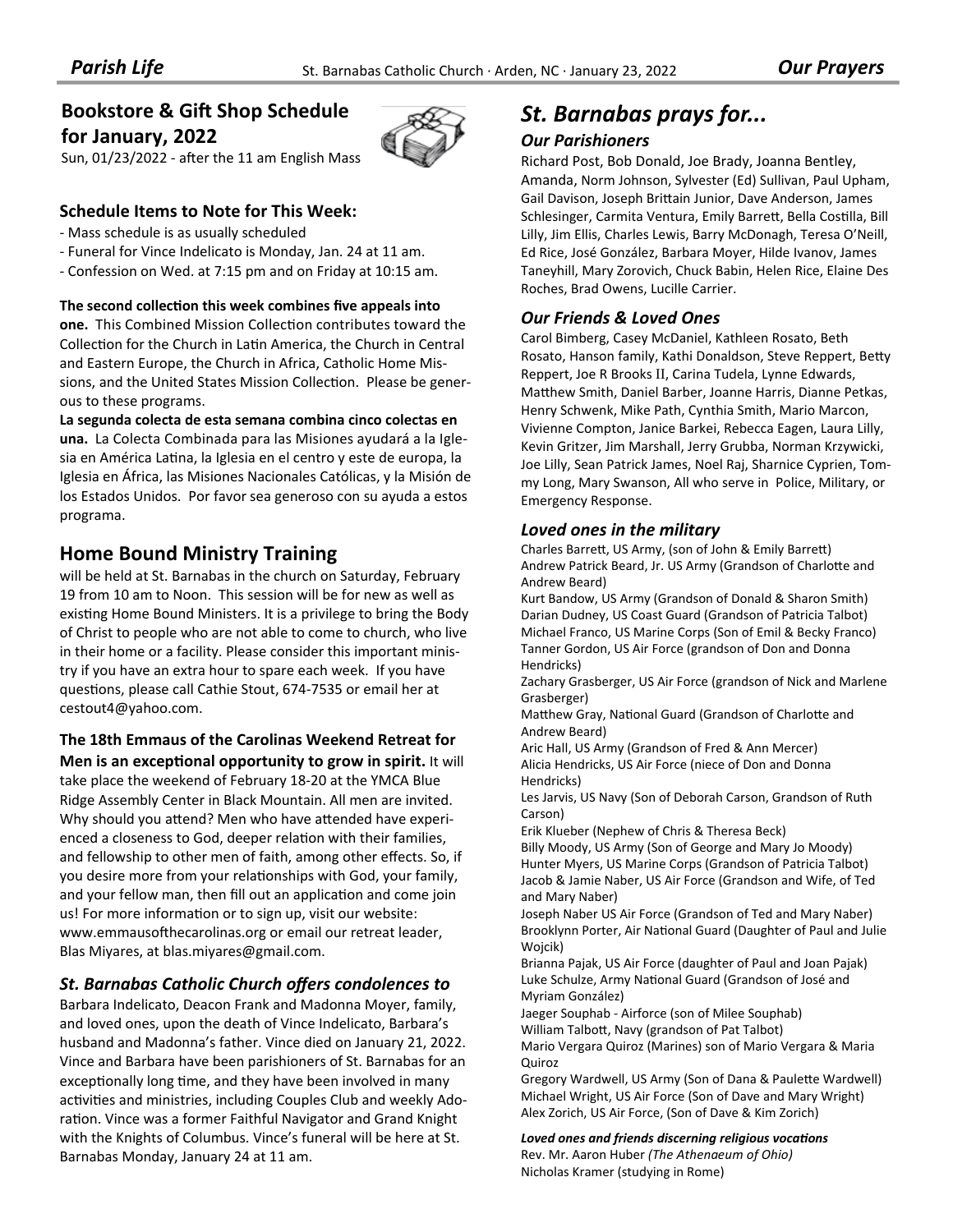## Bookstore & Gift Shop Schedule for January, 2022

Sun, 01/23/2022 - after the 11 am English Mass

### Schedule Items to Note for This Week:

- Mass schedule is as usually scheduled
- Funeral for Vince Indelicato is Monday, Jan. 24 at 11 am.
- Confession on Wed. at 7:15 pm and on Friday at 10:15 am.

**The second collection this week combines five appeals into one.** This Combined Mission Collection contributes toward the Collection for the Church in Latin America, the Church in Central and Eastern Europe, the Church in Africa, Catholic Home Missions, and the United States Mission Collection. Please be generous to these programs.

**La segunda colecta de esta semana combina cinco colectas en una.** La Colecta Combinada para las Misiones ayudará a la Iglesia en América Latina, la Iglesia en el centro y este de europa, la Iglesia en África, las Misiones Nacionales Católicas, y la Misión de los Estados Unidos. Por favor sea generoso con su ayuda a estos programa.

## Home Bound Ministry Training

will be held at St. Barnabas in the church on Saturday, February 19 from 10 am to Noon. This session will be for new as well as existing Home Bound Ministers. It is a privilege to bring the Body of Christ to people who are not able to come to church, who live in their home or a facility. Please consider this important ministry if you have an extra hour to spare each week. If you have questions, please call Cathie Stout, 674-7535 or email her at cestout4@yahoo.com.

**The 18th Emmaus of the Carolinas Weekend Retreat for Men is an exceptional opportunity to grow in spirit.** It will take place the weekend of February 18-20 at the YMCA Blue Ridge Assembly Center in Black Mountain. All men are invited. Why should you attend? Men who have attended have experienced a closeness to God, deeper relation with their families, and fellowship to other men of faith, among other effects. So, if you desire more from your relationships with God, your family, and your fellow man, then fill out an application and come join us! For more information or to sign up, visit our website: www.emmausofthecarolinas.org or email our retreat leader, Blas Miyares, at blas.miyares@gmail.com.

### *St. Barnabas Catholic Church offers condolences to*

Barbara Indelicato, Deacon Frank and Madonna Moyer, family, and loved ones, upon the death of Vince Indelicato, Barbara's husband and Madonna's father. Vince died on January 21, 2022. Vince and Barbara have been parishioners of St. Barnabas for an exceptionally long time, and they have been involved in many activities and ministries, including Couples Club and weekly Adoration. Vince was a former Faithful Navigator and Grand Knight with the Knights of Columbus. Vince's funeral will be here at St. Barnabas Monday, January 24 at 11 am.

## *St. Barnabas prays for...*

### *Our Parishioners*

Richard Post, Bob Donald, Joe Brady, Joanna Bentley, Amanda, Norm Johnson, Sylvester (Ed) Sullivan, Paul Upham, Gail Davison, Joseph Brittain Junior, Dave Anderson, James Schlesinger, Carmita Ventura, Emily Barrett, Bella Costilla, Bill Lilly, Jim Ellis, Charles Lewis, Barry McDonagh, Teresa O'Neill, Ed Rice, José González, Barbara Moyer, Hilde Ivanov, James Taneyhill, Mary Zorovich, Chuck Babin, Helen Rice, Elaine Des Roches, Brad Owens, Lucille Carrier.

### *Our Friends & Loved Ones*

Carol Bimberg, Casey McDaniel, Kathleen Rosato, Beth Rosato, Hanson family, Kathi Donaldson, Steve Reppert, Betty Reppert, Joe R Brooks II, Carina Tudela, Lynne Edwards, Matthew Smith, Daniel Barber, Joanne Harris, Dianne Petkas, Henry Schwenk, Mike Path, Cynthia Smith, Mario Marcon, Vivienne Compton, Janice Barkei, Rebecca Eagen, Laura Lilly, Kevin Gritzer, Jim Marshall, Jerry Grubba, Norman Krzywicki, Joe Lilly, Sean Patrick James, Noel Raj, Sharnice Cyprien, Tommy Long, Mary Swanson, All who serve in Police, Military, or Emergency Response.

### *Loved ones in the military*

Charles Barrett, US Army, (son of John & Emily Barrett)
Andrew Patrick Beard, Jr. US Army (Grandson of Charlotte and Andrew Beard)
Kurt Bandow, US Army (Grandson of Donald & Sharon Smith)
Darian Dudney, US Coast Guard (Grandson of Patricia Talbot)
Michael Franco, US Marine Corps (Son of Emil & Becky Franco)
Tanner Gordon, US Air Force (grandson of Don and Donna Hendricks)
Zachary Grasberger, US Air Force (grandson of Nick and Marlene Grasberger)
Matthew Gray, National Guard (Grandson of Charlotte and Andrew Beard)
Aric Hall, US Army (Grandson of Fred & Ann Mercer)
Alicia Hendricks, US Air Force (niece of Don and Donna Hendricks)
Les Jarvis, US Navy (Son of Deborah Carson, Grandson of Ruth Carson)
Erik Klueber (Nephew of Chris & Theresa Beck)
Billy Moody, US Army (Son of George and Mary Jo Moody)
Hunter Myers, US Marine Corps (Grandson of Patricia Talbot)
Jacob & Jamie Naber, US Air Force (Grandson and Wife, of Ted and Mary Naber)
Joseph Naber US Air Force (Grandson of Ted and Mary Naber)
Brooklynn Porter, Air National Guard (Daughter of Paul and Julie Wojcik)
Brianna Pajak, US Air Force (daughter of Paul and Joan Pajak)
Luke Schulze, Army National Guard (Grandson of José and Myriam González)
Jaeger Souphab - Airforce (son of Milee Souphab)
William Talbott, Navy (grandson of Pat Talbot)
Mario Vergara Quiroz (Marines) son of Mario Vergara & Maria Quiroz
Gregory Wardwell, US Army (Son of Dana & Paulette Wardwell)
Michael Wright, US Air Force (Son of Dave and Mary Wright)
Alex Zorich, US Air Force, (Son of Dave & Kim Zorich)

***Loved ones and friends discerning religious vocations***

Rev. Mr. Aaron Huber *(The Athenaeum of Ohio)*
Nicholas Kramer (studying in Rome)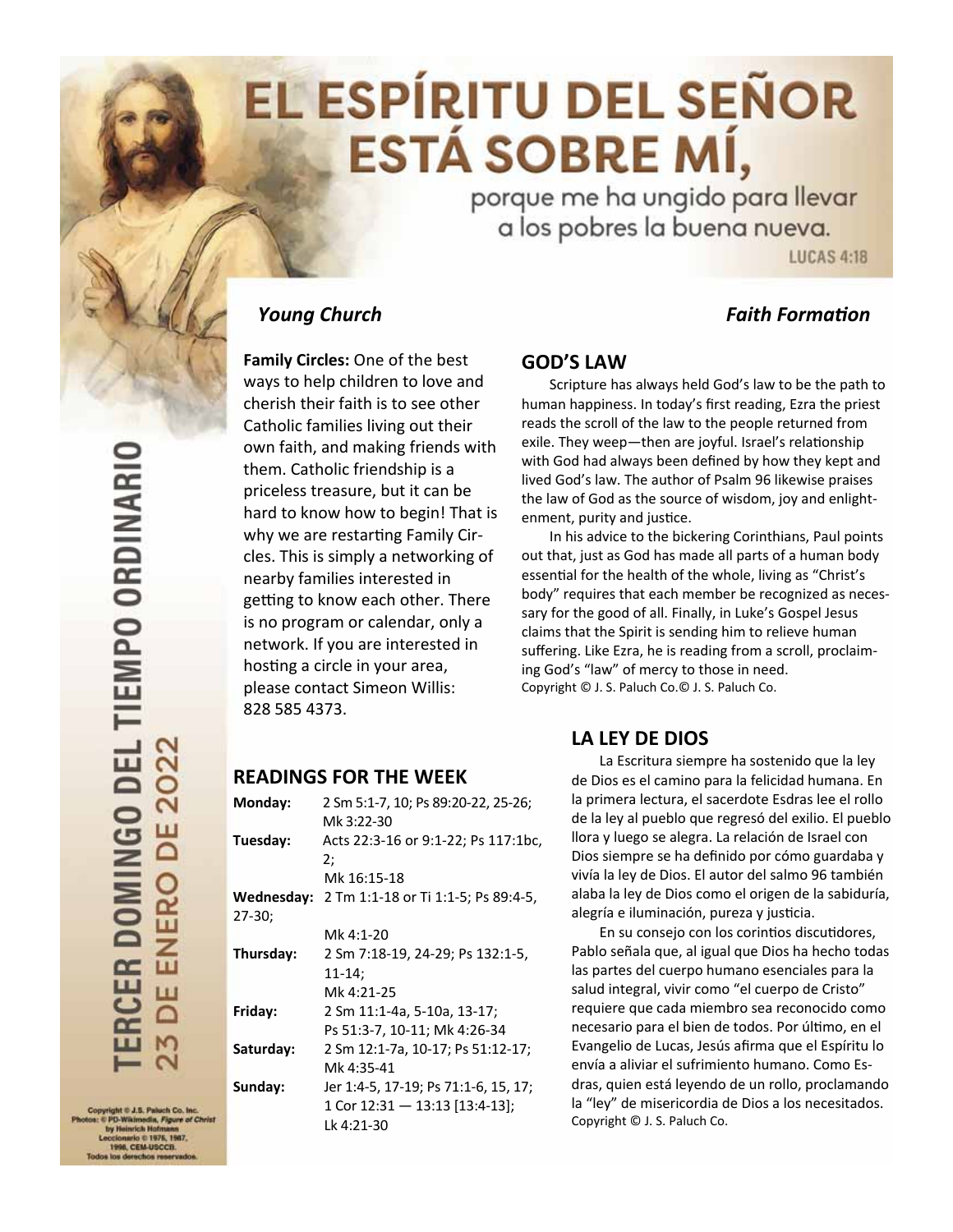# EL ESPÍRITU DEL SEÑOR ESTÁ SOBRE MÍ,

porque me ha ungido para llevar a los pobres la buena nueva.

LUCAS 4:18

TERCER DOMINGO DEL TIEMPO ORDINARIO

23 DE ENERO DE 2022

*Young Church*

**Family Circles:** One of the best ways to help children to love and cherish their faith is to see other Catholic families living out their own faith, and making friends with them. Catholic friendship is a priceless treasure, but it can be hard to know how to begin! That is why we are restarting Family Circles. This is simply a networking of nearby families interested in getting to know each other. There is no program or calendar, only a network. If you are interested in hosting a circle in your area, please contact Simeon Willis: 828 585 4373.

*Faith Formation*

## GOD'S LAW

Scripture has always held God's law to be the path to human happiness. In today's first reading, Ezra the priest reads the scroll of the law to the people returned from exile. They weep—then are joyful. Israel's relationship with God had always been defined by how they kept and lived God's law. The author of Psalm 96 likewise praises the law of God as the source of wisdom, joy and enlightenment, purity and justice.

In his advice to the bickering Corinthians, Paul points out that, just as God has made all parts of a human body essential for the health of the whole, living as "Christ's body" requires that each member be recognized as necessary for the good of all. Finally, in Luke's Gospel Jesus claims that the Spirit is sending him to relieve human suffering. Like Ezra, he is reading from a scroll, proclaiming God's "law" of mercy to those in need.

Copyright © J. S. Paluch Co.© J. S. Paluch Co.

## READINGS FOR THE WEEK

| | |
|---|---|
| **Monday:** | 2 Sm 5:1-7, 10; Ps 89:20-22, 25-26; Mk 3:22-30 |
| **Tuesday:** | Acts 22:3-16 or 9:1-22; Ps 117:1bc, 2; Mk 16:15-18 |
| **Wednesday:** | 2 Tm 1:1-18 or Ti 1:1-5; Ps 89:4-5, 27-30; Mk 4:1-20 |
| **Thursday:** | 2 Sm 7:18-19, 24-29; Ps 132:1-5, 11-14; Mk 4:21-25 |
| **Friday:** | 2 Sm 11:1-4a, 5-10a, 13-17; Ps 51:3-7, 10-11; Mk 4:26-34 |
| **Saturday:** | 2 Sm 12:1-7a, 10-17; Ps 51:12-17; Mk 4:35-41 |
| **Sunday:** | Jer 1:4-5, 17-19; Ps 71:1-6, 15, 17; 1 Cor 12:31 — 13:13 [13:4-13]; Lk 4:21-30 |

## LA LEY DE DIOS

La Escritura siempre ha sostenido que la ley de Dios es el camino para la felicidad humana. En la primera lectura, el sacerdote Esdras lee el rollo de la ley al pueblo que regresó del exilio. El pueblo llora y luego se alegra. La relación de Israel con Dios siempre se ha definido por cómo guardaba y vivía la ley de Dios. El autor del salmo 96 también alaba la ley de Dios como el origen de la sabiduría, alegría e iluminación, pureza y justicia.

En su consejo con los corintios discutidores, Pablo señala que, al igual que Dios ha hecho todas las partes del cuerpo humano esenciales para la salud integral, vivir como "el cuerpo de Cristo" requiere que cada miembro sea reconocido como necesario para el bien de todos. Por último, en el Evangelio de Lucas, Jesús afirma que el Espíritu lo envía a aliviar el sufrimiento humano. Como Esdras, quien está leyendo de un rollo, proclamando la "ley" de misericordia de Dios a los necesitados.

Copyright © J. S. Paluch Co.

Copyright © J.S. Paluch Co. Inc.
Photos: © PD-Wikimedia, *Figure of Christ* by Heinrich Hofmann
Leccionario © 1976, 1987, 1996, CEM-USCCB.
Todos los derechos reservados.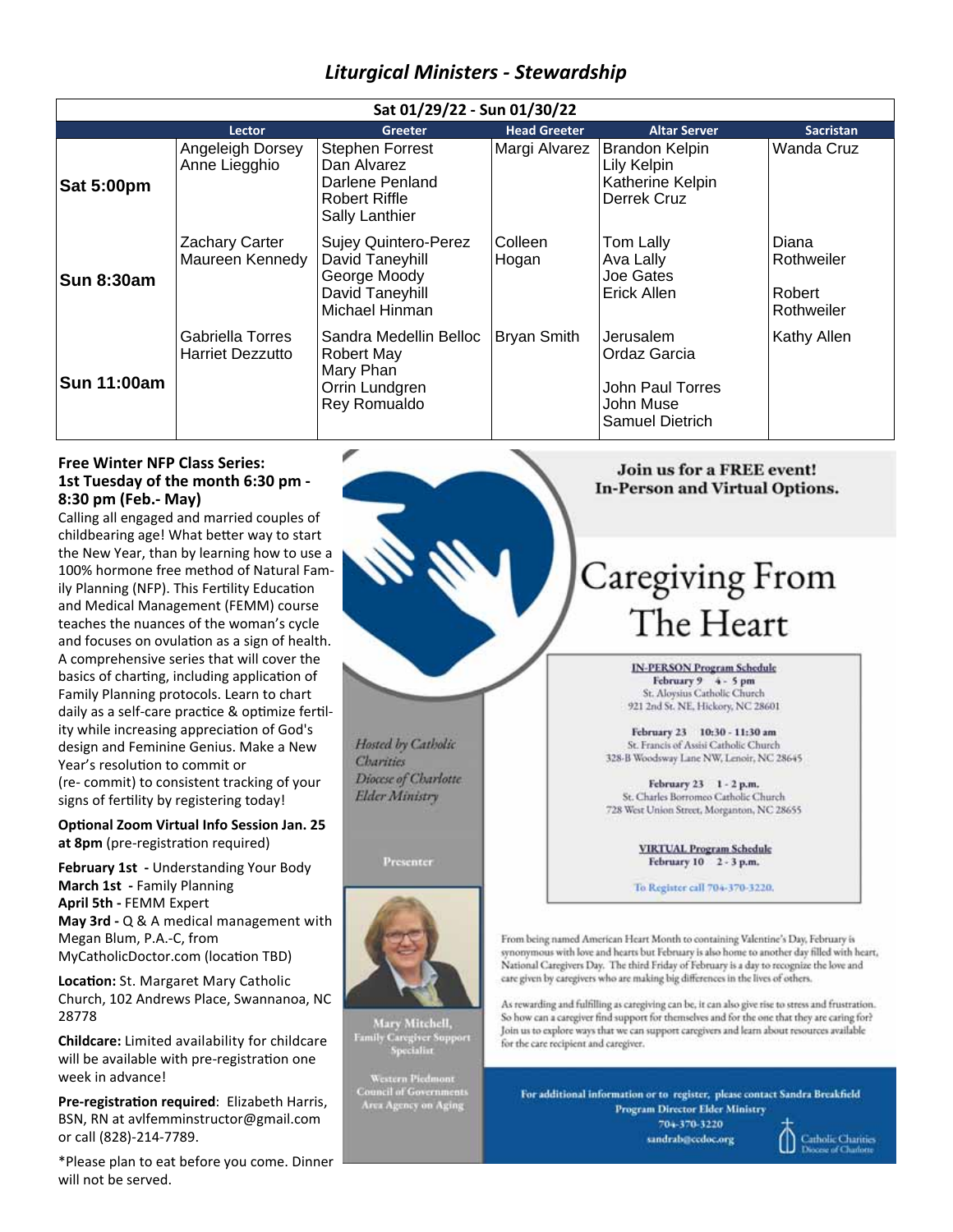## *Liturgical Ministers - Stewardship*

| Sat 01/29/22 - Sun 01/30/22 | | | | | |
|---|---|---|---|---|---|
| | Lector | Greeter | Head Greeter | Altar Server | Sacristan |
| **Sat 5:00pm** | Angeleigh Dorsey<br>Anne Liegghio | Stephen Forrest<br>Dan Alvarez<br>Darlene Penland<br>Robert Riffle<br>Sally Lanthier | Margi Alvarez | Brandon Kelpin<br>Lily Kelpin<br>Katherine Kelpin<br>Derrek Cruz | Wanda Cruz |
| **Sun 8:30am** | Zachary Carter<br>Maureen Kennedy | Sujey Quintero-Perez<br>David Taneyhill<br>George Moody<br>David Taneyhill<br>Michael Hinman | Colleen Hogan | Tom Lally<br>Ava Lally<br>Joe Gates<br>Erick Allen | Diana Rothweiler<br>Robert Rothweiler |
| **Sun 11:00am** | Gabriella Torres<br>Harriet Dezzutto | Sandra Medellin Belloc<br>Robert May<br>Mary Phan<br>Orrin Lundgren<br>Rey Romualdo | Bryan Smith | Jerusalem Ordaz Garcia<br>John Paul Torres<br>John Muse<br>Samuel Dietrich | Kathy Allen |

**Free Winter NFP Class Series: 1st Tuesday of the month 6:30 pm - 8:30 pm (Feb.- May)**

Calling all engaged and married couples of childbearing age! What better way to start the New Year, than by learning how to use a 100% hormone free method of Natural Family Planning (NFP). This Fertility Education and Medical Management (FEMM) course teaches the nuances of the woman's cycle and focuses on ovulation as a sign of health. A comprehensive series that will cover the basics of charting, including application of Family Planning protocols. Learn to chart daily as a self-care practice & optimize fertility while increasing appreciation of God's design and Feminine Genius. Make a New Year's resolution to commit or (re- commit) to consistent tracking of your signs of fertility by registering today!

**Optional Zoom Virtual Info Session Jan. 25 at 8pm** (pre-registration required)

**February 1st -** Understanding Your Body
**March 1st -** Family Planning
**April 5th -** FEMM Expert
**May 3rd -** Q & A medical management with Megan Blum, P.A.-C, from MyCatholicDoctor.com (location TBD)

**Location:** St. Margaret Mary Catholic Church, 102 Andrews Place, Swannanoa, NC 28778

**Childcare:** Limited availability for childcare will be available with pre-registration one week in advance!

**Pre-registration required**: Elizabeth Harris, BSN, RN at avlfemminstructor@gmail.com or call (828)-214-7789.

*Please plan to eat before you come. Dinner will not be served.

**Join us for a FREE event!**
**In-Person and Virtual Options.**

# Caregiving From The Heart

*Hosted by Catholic Charities Diocese of Charlotte Elder Ministry*

**IN-PERSON Program Schedule**

**February 9 4 - 5 pm**
St. Aloysius Catholic Church
921 2nd St. NE, Hickory, NC 28601

**February 23 10:30 - 11:30 am**
St. Francis of Assisi Catholic Church
328-B Woodsway Lane NW, Lenoir, NC 28645

**February 23 1 - 2 p.m.**
St. Charles Borromeo Catholic Church
728 West Union Street, Morganton, NC 28655

**VIRTUAL Program Schedule**

**February 10 2 - 3 p.m.**

To Register call 704-370-3220.

Presenter

Mary Mitchell, Family Caregiver Support Specialist

Western Piedmont Council of Governments Area Agency on Aging

From being named American Heart Month to containing Valentine's Day, February is synonymous with love and hearts but February is also home to another day filled with heart, National Caregivers Day. The third Friday of February is a day to recognize the love and care given by caregivers who are making big differences in the lives of others.

As rewarding and fulfilling as caregiving can be, it can also give rise to stress and frustration. So how can a caregiver find support for themselves and for the one that they are caring for? Join us to explore ways that we can support caregivers and learn about resources available for the care recipient and caregiver.

For additional information or to register, please contact Sandra Breakfield
Program Director Elder Ministry
704-370-3220
sandrab@ccdoc.org

Catholic Charities Diocese of Charlotte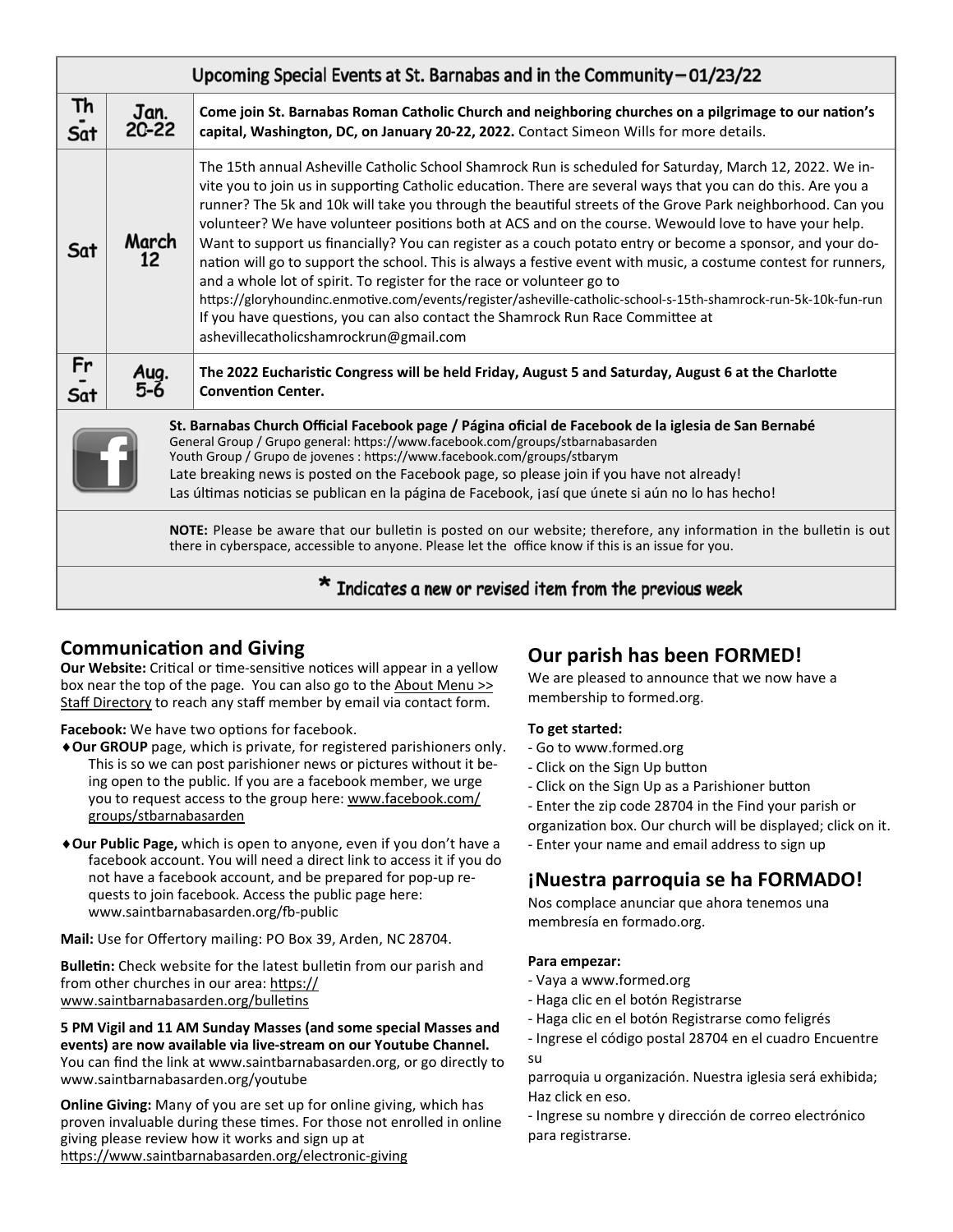## Upcoming Special Events at St. Barnabas and in the Community – 01/23/22

| | | |
|---|---|---|
| Th - Sat | Jan. 20-22 | **Come join St. Barnabas Roman Catholic Church and neighboring churches on a pilgrimage to our nation's capital, Washington, DC, on January 20-22, 2022.** Contact Simeon Wills for more details. |
| Sat | March 12 | The 15th annual Asheville Catholic School Shamrock Run is scheduled for Saturday, March 12, 2022. We invite you to join us in supporting Catholic education. There are several ways that you can do this. Are you a runner? The 5k and 10k will take you through the beautiful streets of the Grove Park neighborhood. Can you volunteer? We have volunteer positions both at ACS and on the course. Wewould love to have your help. Want to support us financially? You can register as a couch potato entry or become a sponsor, and your donation will go to support the school. This is always a festive event with music, a costume contest for runners, and a whole lot of spirit. To register for the race or volunteer go to https://gloryhoundinc.enmotive.com/events/register/asheville-catholic-school-s-15th-shamrock-run-5k-10k-fun-run If you have questions, you can also contact the Shamrock Run Race Committee at ashevillecatholicshamrockrun@gmail.com |
| Fr - Sat | Aug. 5-6 | **The 2022 Eucharistic Congress will be held Friday, August 5 and Saturday, August 6 at the Charlotte Convention Center.** |

**St. Barnabas Church Official Facebook page / Página oficial de Facebook de la iglesia de San Bernabé**
General Group / Grupo general: https://www.facebook.com/groups/stbarnabasarden
Youth Group / Grupo de jovenes : https://www.facebook.com/groups/stbarym
Late breaking news is posted on the Facebook page, so please join if you have not already!
Las últimas noticias se publican en la página de Facebook, ¡así que únete si aún no lo has hecho!

**NOTE:** Please be aware that our bulletin is posted on our website; therefore, any information in the bulletin is out there in cyberspace, accessible to anyone. Please let the office know if this is an issue for you.

\* Indicates a new or revised item from the previous week

## Communication and Giving

**Our Website:** Critical or time-sensitive notices will appear in a yellow box near the top of the page. You can also go to the About Menu >> Staff Directory to reach any staff member by email via contact form.

**Facebook:** We have two options for facebook.

- **Our GROUP** page, which is private, for registered parishioners only. This is so we can post parishioner news or pictures without it being open to the public. If you are a facebook member, we urge you to request access to the group here: www.facebook.com/groups/stbarnabasarden
- **Our Public Page,** which is open to anyone, even if you don't have a facebook account. You will need a direct link to access it if you do not have a facebook account, and be prepared for pop-up requests to join facebook. Access the public page here: www.saintbarnabasarden.org/fb-public

**Mail:** Use for Offertory mailing: PO Box 39, Arden, NC 28704.

**Bulletin:** Check website for the latest bulletin from our parish and from other churches in our area: https://www.saintbarnabasarden.org/bulletins

**5 PM Vigil and 11 AM Sunday Masses (and some special Masses and events) are now available via live-stream on our Youtube Channel.** You can find the link at www.saintbarnabasarden.org, or go directly to www.saintbarnabasarden.org/youtube

**Online Giving:** Many of you are set up for online giving, which has proven invaluable during these times. For those not enrolled in online giving please review how it works and sign up at https://www.saintbarnabasarden.org/electronic-giving

## Our parish has been FORMED!

We are pleased to announce that we now have a membership to formed.org.

**To get started:**

- Go to www.formed.org
- Click on the Sign Up button
- Click on the Sign Up as a Parishioner button
- Enter the zip code 28704 in the Find your parish or organization box. Our church will be displayed; click on it.
- Enter your name and email address to sign up

## ¡Nuestra parroquia se ha FORMADO!

Nos complace anunciar que ahora tenemos una membresía en formado.org.

**Para empezar:**

- Vaya a www.formed.org
- Haga clic en el botón Registrarse
- Haga clic en el botón Registrarse como feligrés
- Ingrese el código postal 28704 en el cuadro Encuentre su parroquia u organización. Nuestra iglesia será exhibida; Haz click en eso.
- Ingrese su nombre y dirección de correo electrónico para registrarse.